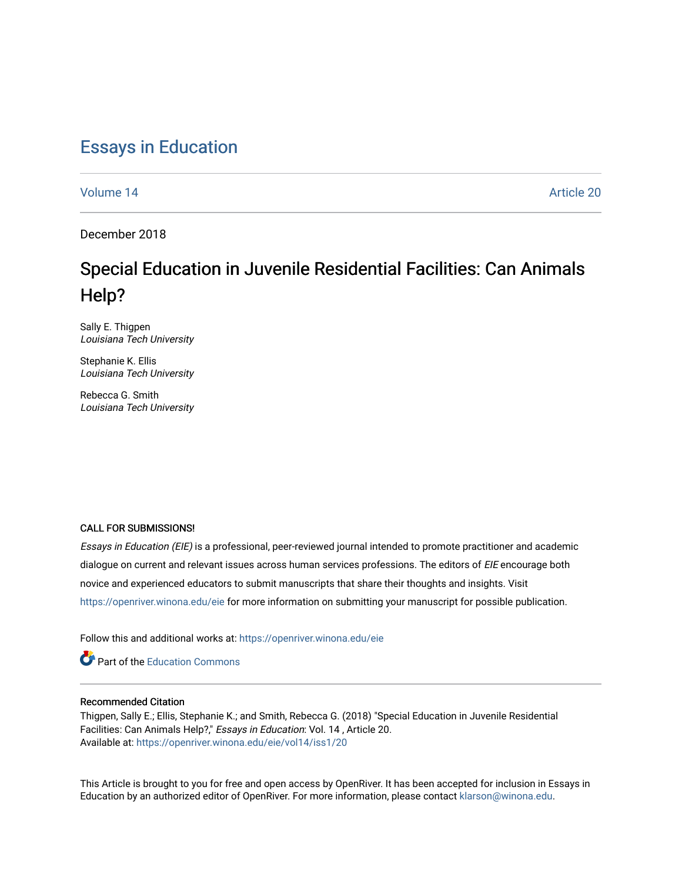# Essays in Education

Volume 14 | Article 20

December 2018

## Special Education in Juvenile Residential Facilities: Can Animals Help?

Sally E. Thigpen
*Louisiana Tech University*

Stephanie K. Ellis
*Louisiana Tech University*

Rebecca G. Smith
*Louisiana Tech University*

CALL FOR SUBMISSIONS!

*Essays in Education (EIE)* is a professional, peer-reviewed journal intended to promote practitioner and academic dialogue on current and relevant issues across human services professions. The editors of *EIE* encourage both novice and experienced educators to submit manuscripts that share their thoughts and insights. Visit https://openriver.winona.edu/eie for more information on submitting your manuscript for possible publication.

Follow this and additional works at: https://openriver.winona.edu/eie

Part of the Education Commons

### Recommended Citation

Thigpen, Sally E.; Ellis, Stephanie K.; and Smith, Rebecca G. (2018) "Special Education in Juvenile Residential Facilities: Can Animals Help?," *Essays in Education*: Vol. 14 , Article 20.
Available at: https://openriver.winona.edu/eie/vol14/iss1/20

This Article is brought to you for free and open access by OpenRiver. It has been accepted for inclusion in Essays in Education by an authorized editor of OpenRiver. For more information, please contact klarson@winona.edu.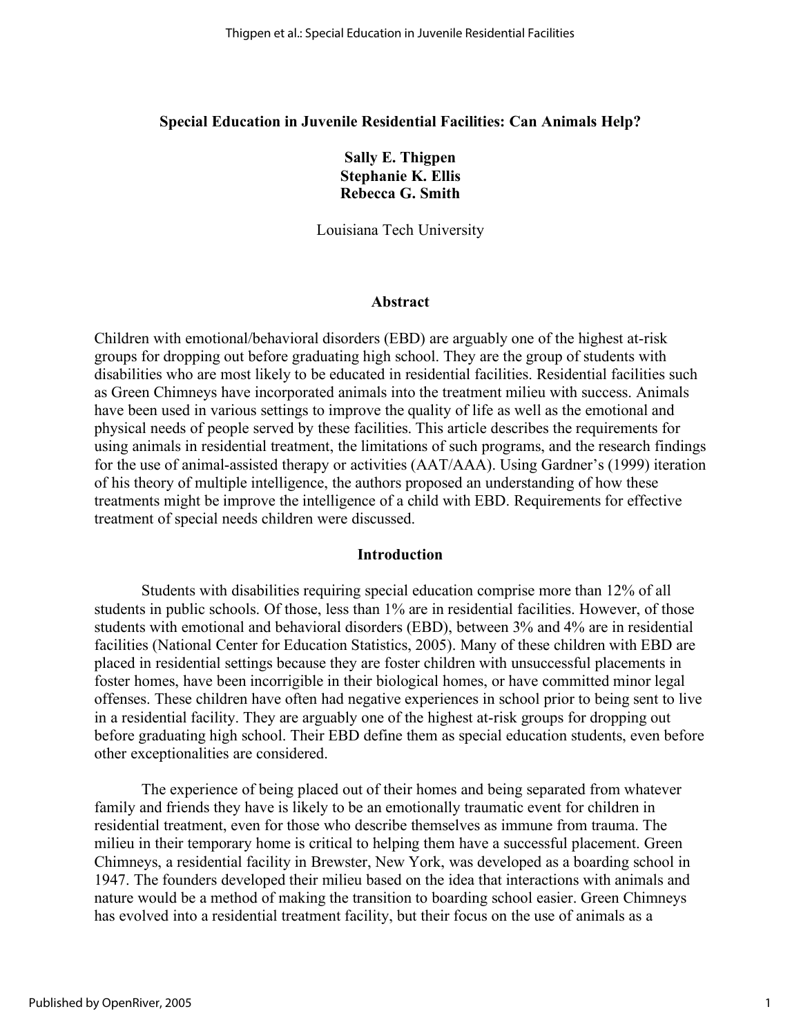# Special Education in Juvenile Residential Facilities: Can Animals Help?

**Sally E. Thigpen**
**Stephanie K. Ellis**
**Rebecca G. Smith**

Louisiana Tech University

## Abstract

Children with emotional/behavioral disorders (EBD) are arguably one of the highest at-risk groups for dropping out before graduating high school. They are the group of students with disabilities who are most likely to be educated in residential facilities. Residential facilities such as Green Chimneys have incorporated animals into the treatment milieu with success. Animals have been used in various settings to improve the quality of life as well as the emotional and physical needs of people served by these facilities. This article describes the requirements for using animals in residential treatment, the limitations of such programs, and the research findings for the use of animal-assisted therapy or activities (AAT/AAA). Using Gardner's (1999) iteration of his theory of multiple intelligence, the authors proposed an understanding of how these treatments might be improve the intelligence of a child with EBD. Requirements for effective treatment of special needs children were discussed.

## Introduction

Students with disabilities requiring special education comprise more than 12% of all students in public schools. Of those, less than 1% are in residential facilities. However, of those students with emotional and behavioral disorders (EBD), between 3% and 4% are in residential facilities (National Center for Education Statistics, 2005). Many of these children with EBD are placed in residential settings because they are foster children with unsuccessful placements in foster homes, have been incorrigible in their biological homes, or have committed minor legal offenses. These children have often had negative experiences in school prior to being sent to live in a residential facility. They are arguably one of the highest at-risk groups for dropping out before graduating high school. Their EBD define them as special education students, even before other exceptionalities are considered.

The experience of being placed out of their homes and being separated from whatever family and friends they have is likely to be an emotionally traumatic event for children in residential treatment, even for those who describe themselves as immune from trauma. The milieu in their temporary home is critical to helping them have a successful placement. Green Chimneys, a residential facility in Brewster, New York, was developed as a boarding school in 1947. The founders developed their milieu based on the idea that interactions with animals and nature would be a method of making the transition to boarding school easier. Green Chimneys has evolved into a residential treatment facility, but their focus on the use of animals as a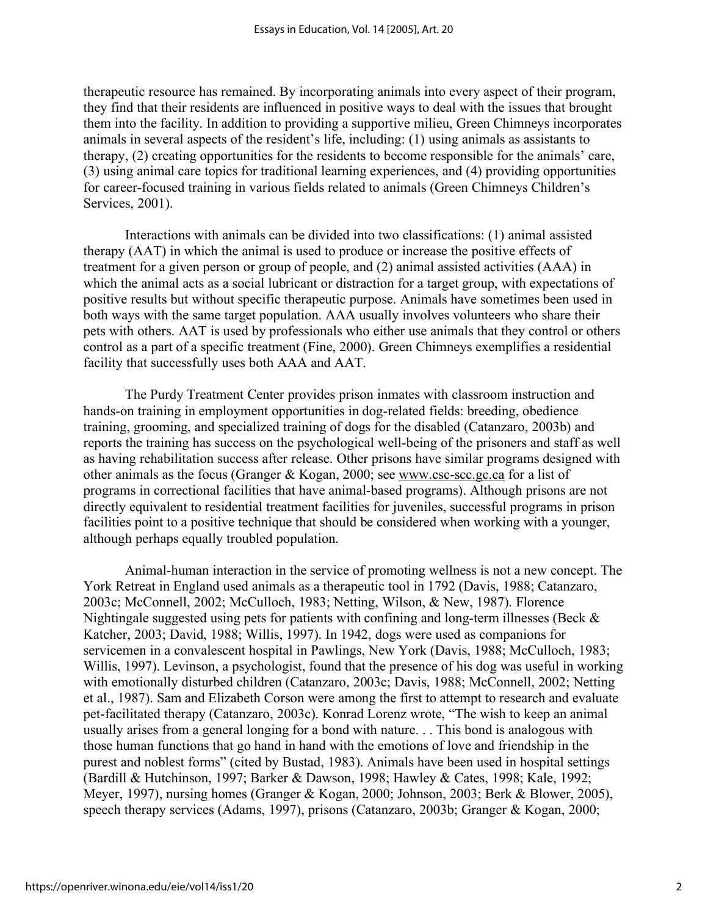therapeutic resource has remained. By incorporating animals into every aspect of their program, they find that their residents are influenced in positive ways to deal with the issues that brought them into the facility. In addition to providing a supportive milieu, Green Chimneys incorporates animals in several aspects of the resident's life, including: (1) using animals as assistants to therapy, (2) creating opportunities for the residents to become responsible for the animals' care, (3) using animal care topics for traditional learning experiences, and (4) providing opportunities for career-focused training in various fields related to animals (Green Chimneys Children's Services, 2001).

Interactions with animals can be divided into two classifications: (1) animal assisted therapy (AAT) in which the animal is used to produce or increase the positive effects of treatment for a given person or group of people, and (2) animal assisted activities (AAA) in which the animal acts as a social lubricant or distraction for a target group, with expectations of positive results but without specific therapeutic purpose. Animals have sometimes been used in both ways with the same target population. AAA usually involves volunteers who share their pets with others. AAT is used by professionals who either use animals that they control or others control as a part of a specific treatment (Fine, 2000). Green Chimneys exemplifies a residential facility that successfully uses both AAA and AAT.

The Purdy Treatment Center provides prison inmates with classroom instruction and hands-on training in employment opportunities in dog-related fields: breeding, obedience training, grooming, and specialized training of dogs for the disabled (Catanzaro, 2003b) and reports the training has success on the psychological well-being of the prisoners and staff as well as having rehabilitation success after release. Other prisons have similar programs designed with other animals as the focus (Granger & Kogan, 2000; see www.csc-scc.gc.ca for a list of programs in correctional facilities that have animal-based programs). Although prisons are not directly equivalent to residential treatment facilities for juveniles, successful programs in prison facilities point to a positive technique that should be considered when working with a younger, although perhaps equally troubled population.

Animal-human interaction in the service of promoting wellness is not a new concept. The York Retreat in England used animals as a therapeutic tool in 1792 (Davis, 1988; Catanzaro, 2003c; McConnell, 2002; McCulloch, 1983; Netting, Wilson, & New, 1987). Florence Nightingale suggested using pets for patients with confining and long-term illnesses (Beck & Katcher, 2003; David, 1988; Willis, 1997). In 1942, dogs were used as companions for servicemen in a convalescent hospital in Pawlings, New York (Davis, 1988; McCulloch, 1983; Willis, 1997). Levinson, a psychologist, found that the presence of his dog was useful in working with emotionally disturbed children (Catanzaro, 2003c; Davis, 1988; McConnell, 2002; Netting et al., 1987). Sam and Elizabeth Corson were among the first to attempt to research and evaluate pet-facilitated therapy (Catanzaro, 2003c). Konrad Lorenz wrote, "The wish to keep an animal usually arises from a general longing for a bond with nature. . . This bond is analogous with those human functions that go hand in hand with the emotions of love and friendship in the purest and noblest forms" (cited by Bustad, 1983). Animals have been used in hospital settings (Bardill & Hutchinson, 1997; Barker & Dawson, 1998; Hawley & Cates, 1998; Kale, 1992; Meyer, 1997), nursing homes (Granger & Kogan, 2000; Johnson, 2003; Berk & Blower, 2005), speech therapy services (Adams, 1997), prisons (Catanzaro, 2003b; Granger & Kogan, 2000;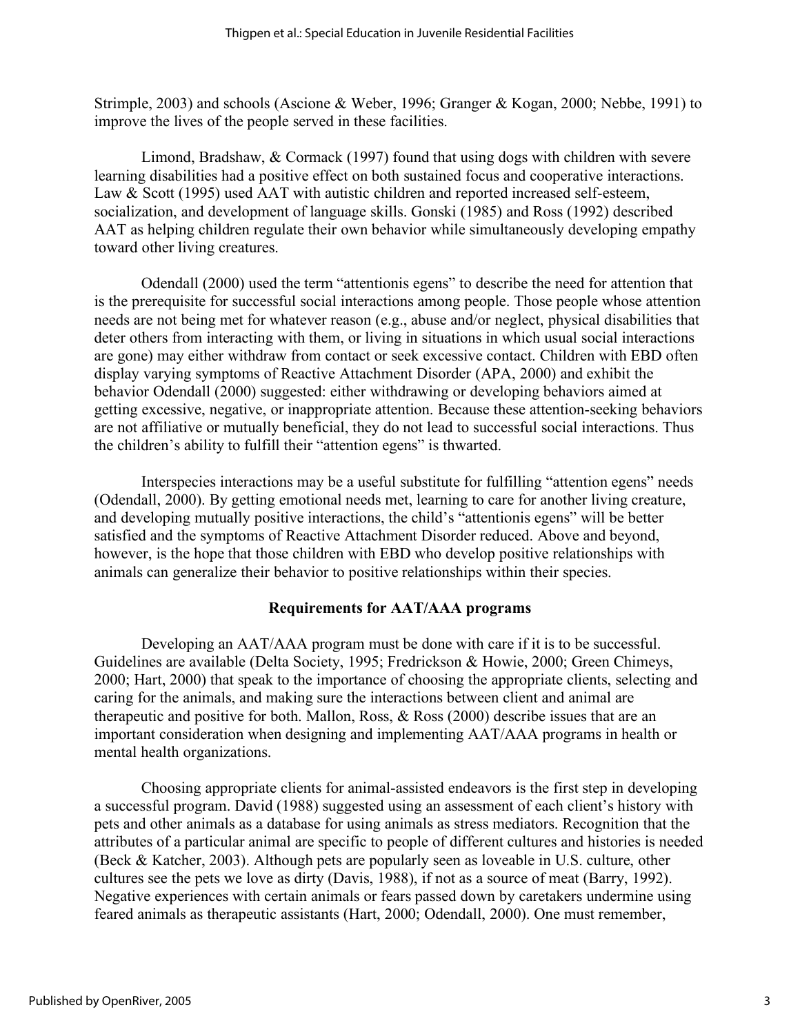Strimple, 2003) and schools (Ascione & Weber, 1996; Granger & Kogan, 2000; Nebbe, 1991) to improve the lives of the people served in these facilities.

Limond, Bradshaw, & Cormack (1997) found that using dogs with children with severe learning disabilities had a positive effect on both sustained focus and cooperative interactions. Law & Scott (1995) used AAT with autistic children and reported increased self-esteem, socialization, and development of language skills. Gonski (1985) and Ross (1992) described AAT as helping children regulate their own behavior while simultaneously developing empathy toward other living creatures.

Odendall (2000) used the term "attentionis egens" to describe the need for attention that is the prerequisite for successful social interactions among people. Those people whose attention needs are not being met for whatever reason (e.g., abuse and/or neglect, physical disabilities that deter others from interacting with them, or living in situations in which usual social interactions are gone) may either withdraw from contact or seek excessive contact. Children with EBD often display varying symptoms of Reactive Attachment Disorder (APA, 2000) and exhibit the behavior Odendall (2000) suggested: either withdrawing or developing behaviors aimed at getting excessive, negative, or inappropriate attention. Because these attention-seeking behaviors are not affiliative or mutually beneficial, they do not lead to successful social interactions. Thus the children's ability to fulfill their "attention egens" is thwarted.

Interspecies interactions may be a useful substitute for fulfilling "attention egens" needs (Odendall, 2000). By getting emotional needs met, learning to care for another living creature, and developing mutually positive interactions, the child's "attentionis egens" will be better satisfied and the symptoms of Reactive Attachment Disorder reduced. Above and beyond, however, is the hope that those children with EBD who develop positive relationships with animals can generalize their behavior to positive relationships within their species.

## Requirements for AAT/AAA programs

Developing an AAT/AAA program must be done with care if it is to be successful. Guidelines are available (Delta Society, 1995; Fredrickson & Howie, 2000; Green Chimeys, 2000; Hart, 2000) that speak to the importance of choosing the appropriate clients, selecting and caring for the animals, and making sure the interactions between client and animal are therapeutic and positive for both. Mallon, Ross, & Ross (2000) describe issues that are an important consideration when designing and implementing AAT/AAA programs in health or mental health organizations.

Choosing appropriate clients for animal-assisted endeavors is the first step in developing a successful program. David (1988) suggested using an assessment of each client's history with pets and other animals as a database for using animals as stress mediators. Recognition that the attributes of a particular animal are specific to people of different cultures and histories is needed (Beck & Katcher, 2003). Although pets are popularly seen as loveable in U.S. culture, other cultures see the pets we love as dirty (Davis, 1988), if not as a source of meat (Barry, 1992). Negative experiences with certain animals or fears passed down by caretakers undermine using feared animals as therapeutic assistants (Hart, 2000; Odendall, 2000). One must remember,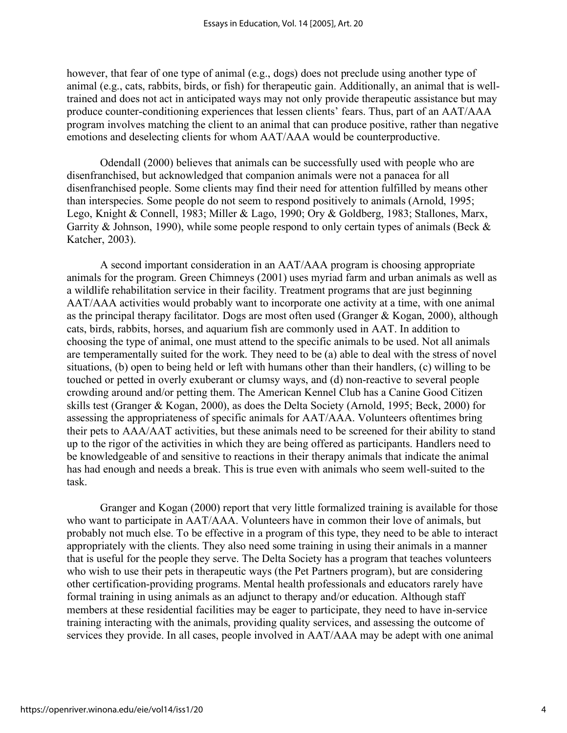however, that fear of one type of animal (e.g., dogs) does not preclude using another type of animal (e.g., cats, rabbits, birds, or fish) for therapeutic gain. Additionally, an animal that is well-trained and does not act in anticipated ways may not only provide therapeutic assistance but may produce counter-conditioning experiences that lessen clients' fears. Thus, part of an AAT/AAA program involves matching the client to an animal that can produce positive, rather than negative emotions and deselecting clients for whom AAT/AAA would be counterproductive.

Odendall (2000) believes that animals can be successfully used with people who are disenfranchised, but acknowledged that companion animals were not a panacea for all disenfranchised people. Some clients may find their need for attention fulfilled by means other than interspecies. Some people do not seem to respond positively to animals (Arnold, 1995; Lego, Knight & Connell, 1983; Miller & Lago, 1990; Ory & Goldberg, 1983; Stallones, Marx, Garrity & Johnson, 1990), while some people respond to only certain types of animals (Beck & Katcher, 2003).

A second important consideration in an AAT/AAA program is choosing appropriate animals for the program. Green Chimneys (2001) uses myriad farm and urban animals as well as a wildlife rehabilitation service in their facility. Treatment programs that are just beginning AAT/AAA activities would probably want to incorporate one activity at a time, with one animal as the principal therapy facilitator. Dogs are most often used (Granger & Kogan, 2000), although cats, birds, rabbits, horses, and aquarium fish are commonly used in AAT. In addition to choosing the type of animal, one must attend to the specific animals to be used. Not all animals are temperamentally suited for the work. They need to be (a) able to deal with the stress of novel situations, (b) open to being held or left with humans other than their handlers, (c) willing to be touched or petted in overly exuberant or clumsy ways, and (d) non-reactive to several people crowding around and/or petting them. The American Kennel Club has a Canine Good Citizen skills test (Granger & Kogan, 2000), as does the Delta Society (Arnold, 1995; Beck, 2000) for assessing the appropriateness of specific animals for AAT/AAA. Volunteers oftentimes bring their pets to AAA/AAT activities, but these animals need to be screened for their ability to stand up to the rigor of the activities in which they are being offered as participants. Handlers need to be knowledgeable of and sensitive to reactions in their therapy animals that indicate the animal has had enough and needs a break. This is true even with animals who seem well-suited to the task.

Granger and Kogan (2000) report that very little formalized training is available for those who want to participate in AAT/AAA. Volunteers have in common their love of animals, but probably not much else. To be effective in a program of this type, they need to be able to interact appropriately with the clients. They also need some training in using their animals in a manner that is useful for the people they serve. The Delta Society has a program that teaches volunteers who wish to use their pets in therapeutic ways (the Pet Partners program), but are considering other certification-providing programs. Mental health professionals and educators rarely have formal training in using animals as an adjunct to therapy and/or education. Although staff members at these residential facilities may be eager to participate, they need to have in-service training interacting with the animals, providing quality services, and assessing the outcome of services they provide. In all cases, people involved in AAT/AAA may be adept with one animal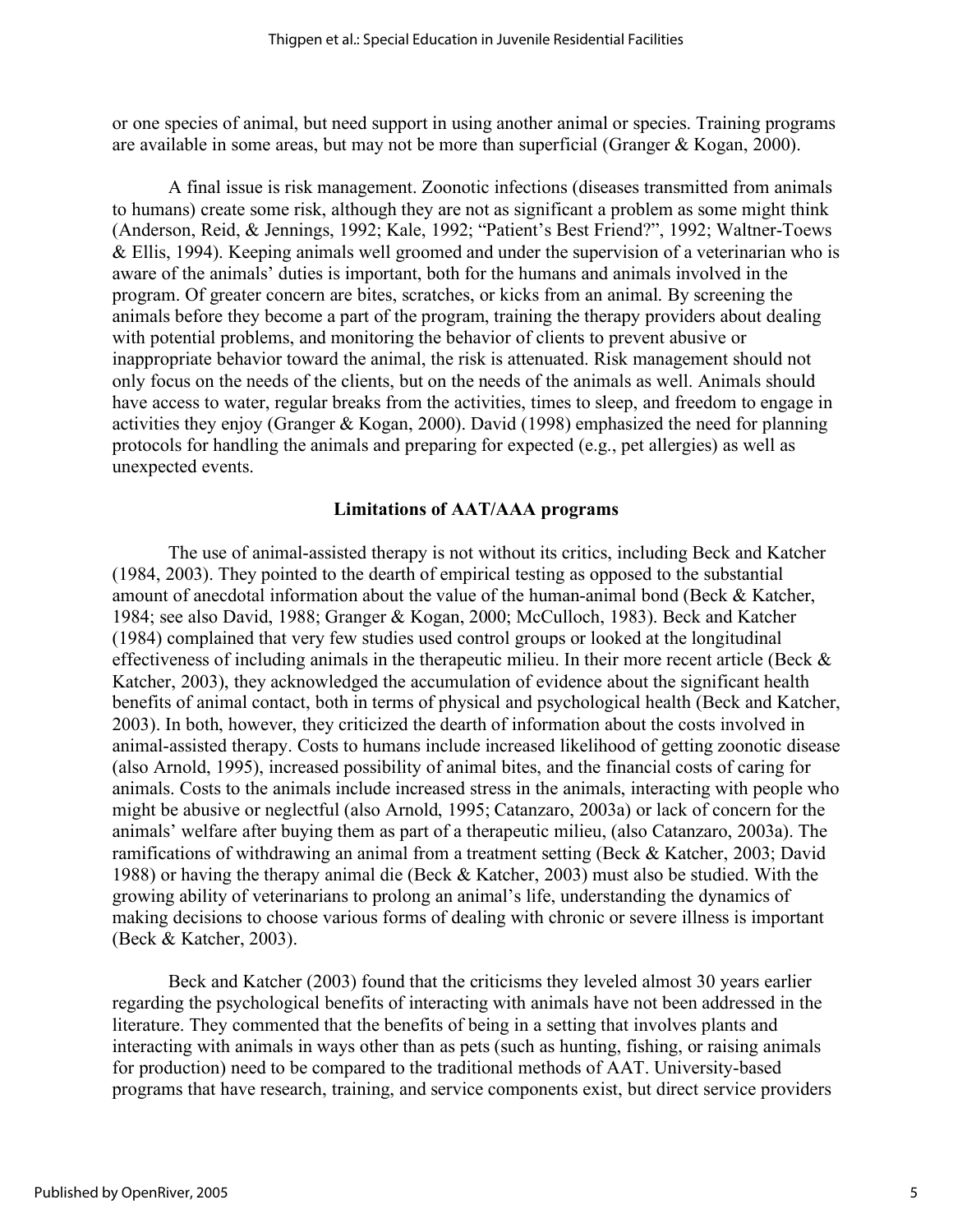or one species of animal, but need support in using another animal or species. Training programs are available in some areas, but may not be more than superficial (Granger & Kogan, 2000).

A final issue is risk management. Zoonotic infections (diseases transmitted from animals to humans) create some risk, although they are not as significant a problem as some might think (Anderson, Reid, & Jennings, 1992; Kale, 1992; "Patient's Best Friend?", 1992; Waltner-Toews & Ellis, 1994). Keeping animals well groomed and under the supervision of a veterinarian who is aware of the animals' duties is important, both for the humans and animals involved in the program. Of greater concern are bites, scratches, or kicks from an animal. By screening the animals before they become a part of the program, training the therapy providers about dealing with potential problems, and monitoring the behavior of clients to prevent abusive or inappropriate behavior toward the animal, the risk is attenuated. Risk management should not only focus on the needs of the clients, but on the needs of the animals as well. Animals should have access to water, regular breaks from the activities, times to sleep, and freedom to engage in activities they enjoy (Granger & Kogan, 2000). David (1998) emphasized the need for planning protocols for handling the animals and preparing for expected (e.g., pet allergies) as well as unexpected events.

## Limitations of AAT/AAA programs

The use of animal-assisted therapy is not without its critics, including Beck and Katcher (1984, 2003). They pointed to the dearth of empirical testing as opposed to the substantial amount of anecdotal information about the value of the human-animal bond (Beck & Katcher, 1984; see also David, 1988; Granger & Kogan, 2000; McCulloch, 1983). Beck and Katcher (1984) complained that very few studies used control groups or looked at the longitudinal effectiveness of including animals in the therapeutic milieu. In their more recent article (Beck & Katcher, 2003), they acknowledged the accumulation of evidence about the significant health benefits of animal contact, both in terms of physical and psychological health (Beck and Katcher, 2003). In both, however, they criticized the dearth of information about the costs involved in animal-assisted therapy. Costs to humans include increased likelihood of getting zoonotic disease (also Arnold, 1995), increased possibility of animal bites, and the financial costs of caring for animals. Costs to the animals include increased stress in the animals, interacting with people who might be abusive or neglectful (also Arnold, 1995; Catanzaro, 2003a) or lack of concern for the animals' welfare after buying them as part of a therapeutic milieu, (also Catanzaro, 2003a). The ramifications of withdrawing an animal from a treatment setting (Beck & Katcher, 2003; David 1988) or having the therapy animal die (Beck & Katcher, 2003) must also be studied. With the growing ability of veterinarians to prolong an animal's life, understanding the dynamics of making decisions to choose various forms of dealing with chronic or severe illness is important (Beck & Katcher, 2003).

Beck and Katcher (2003) found that the criticisms they leveled almost 30 years earlier regarding the psychological benefits of interacting with animals have not been addressed in the literature. They commented that the benefits of being in a setting that involves plants and interacting with animals in ways other than as pets (such as hunting, fishing, or raising animals for production) need to be compared to the traditional methods of AAT. University-based programs that have research, training, and service components exist, but direct service providers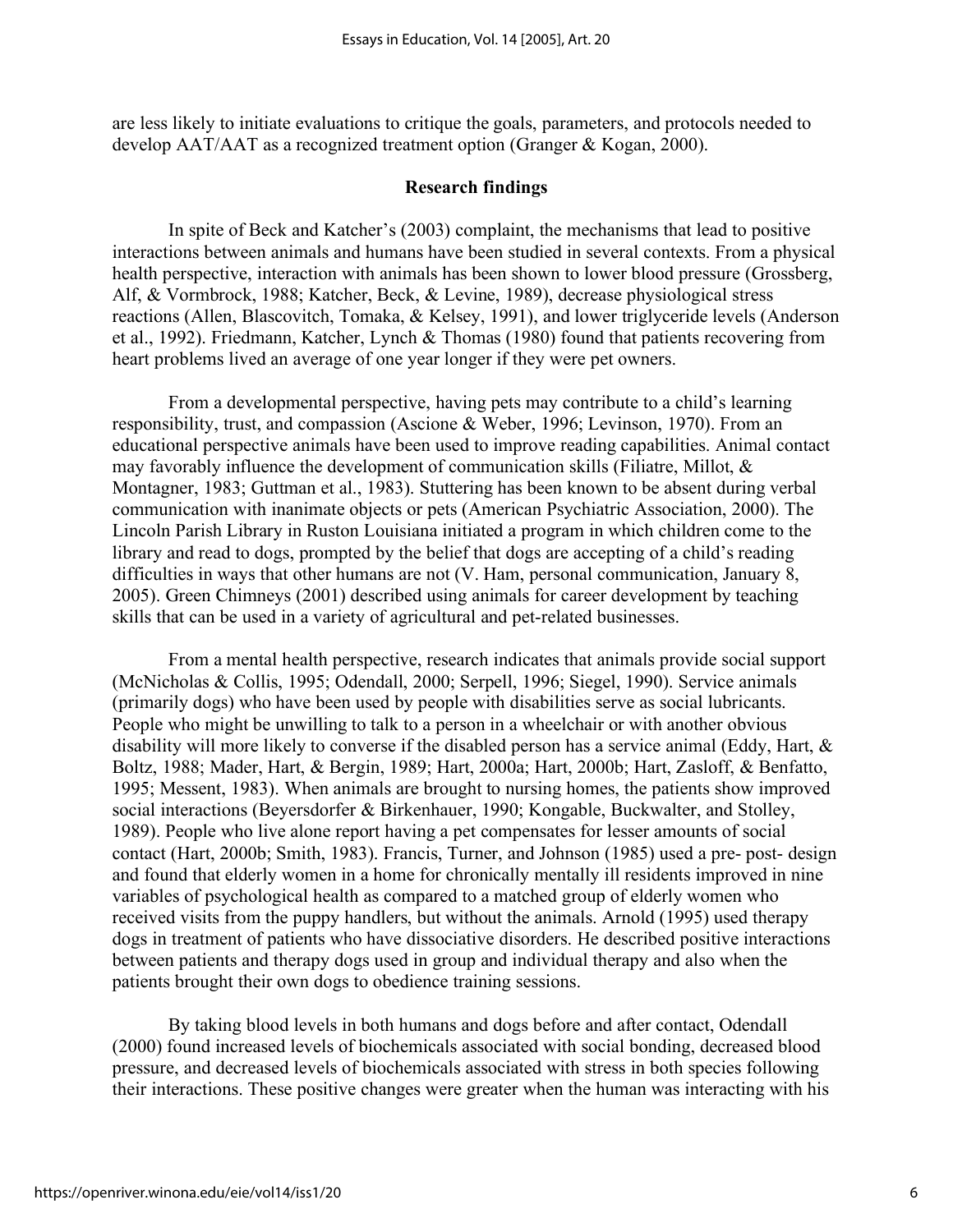are less likely to initiate evaluations to critique the goals, parameters, and protocols needed to develop AAT/AAT as a recognized treatment option (Granger & Kogan, 2000).

## Research findings

In spite of Beck and Katcher's (2003) complaint, the mechanisms that lead to positive interactions between animals and humans have been studied in several contexts. From a physical health perspective, interaction with animals has been shown to lower blood pressure (Grossberg, Alf, & Vormbrock, 1988; Katcher, Beck, & Levine, 1989), decrease physiological stress reactions (Allen, Blascovitch, Tomaka, & Kelsey, 1991), and lower triglyceride levels (Anderson et al., 1992). Friedmann, Katcher, Lynch & Thomas (1980) found that patients recovering from heart problems lived an average of one year longer if they were pet owners.

From a developmental perspective, having pets may contribute to a child's learning responsibility, trust, and compassion (Ascione & Weber, 1996; Levinson, 1970). From an educational perspective animals have been used to improve reading capabilities. Animal contact may favorably influence the development of communication skills (Filiatre, Millot, & Montagner, 1983; Guttman et al., 1983). Stuttering has been known to be absent during verbal communication with inanimate objects or pets (American Psychiatric Association, 2000). The Lincoln Parish Library in Ruston Louisiana initiated a program in which children come to the library and read to dogs, prompted by the belief that dogs are accepting of a child's reading difficulties in ways that other humans are not (V. Ham, personal communication, January 8, 2005). Green Chimneys (2001) described using animals for career development by teaching skills that can be used in a variety of agricultural and pet-related businesses.

From a mental health perspective, research indicates that animals provide social support (McNicholas & Collis, 1995; Odendall, 2000; Serpell, 1996; Siegel, 1990). Service animals (primarily dogs) who have been used by people with disabilities serve as social lubricants. People who might be unwilling to talk to a person in a wheelchair or with another obvious disability will more likely to converse if the disabled person has a service animal (Eddy, Hart, & Boltz, 1988; Mader, Hart, & Bergin, 1989; Hart, 2000a; Hart, 2000b; Hart, Zasloff, & Benfatto, 1995; Messent, 1983). When animals are brought to nursing homes, the patients show improved social interactions (Beyersdorfer & Birkenhauer, 1990; Kongable, Buckwalter, and Stolley, 1989). People who live alone report having a pet compensates for lesser amounts of social contact (Hart, 2000b; Smith, 1983). Francis, Turner, and Johnson (1985) used a pre- post- design and found that elderly women in a home for chronically mentally ill residents improved in nine variables of psychological health as compared to a matched group of elderly women who received visits from the puppy handlers, but without the animals. Arnold (1995) used therapy dogs in treatment of patients who have dissociative disorders. He described positive interactions between patients and therapy dogs used in group and individual therapy and also when the patients brought their own dogs to obedience training sessions.

By taking blood levels in both humans and dogs before and after contact, Odendall (2000) found increased levels of biochemicals associated with social bonding, decreased blood pressure, and decreased levels of biochemicals associated with stress in both species following their interactions. These positive changes were greater when the human was interacting with his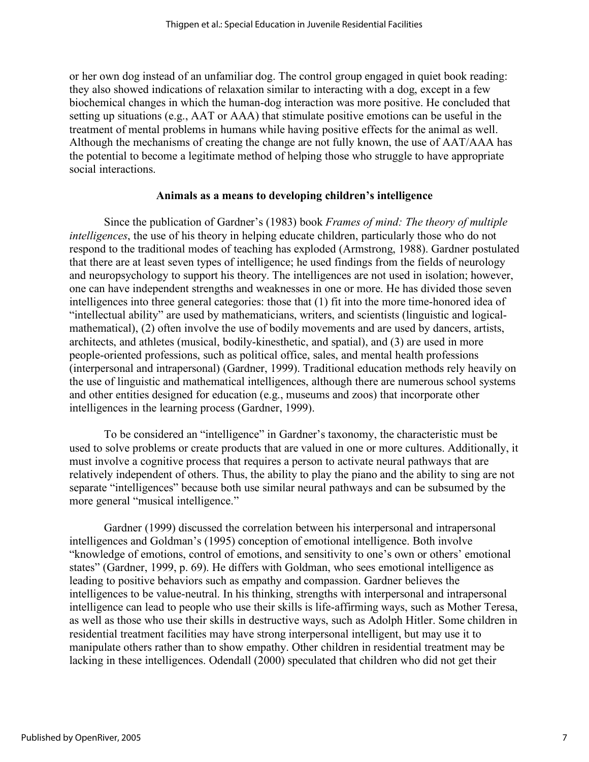or her own dog instead of an unfamiliar dog. The control group engaged in quiet book reading: they also showed indications of relaxation similar to interacting with a dog, except in a few biochemical changes in which the human-dog interaction was more positive. He concluded that setting up situations (e.g., AAT or AAA) that stimulate positive emotions can be useful in the treatment of mental problems in humans while having positive effects for the animal as well. Although the mechanisms of creating the change are not fully known, the use of AAT/AAA has the potential to become a legitimate method of helping those who struggle to have appropriate social interactions.

### Animals as a means to developing children's intelligence

Since the publication of Gardner's (1983) book *Frames of mind: The theory of multiple intelligences*, the use of his theory in helping educate children, particularly those who do not respond to the traditional modes of teaching has exploded (Armstrong, 1988). Gardner postulated that there are at least seven types of intelligence; he used findings from the fields of neurology and neuropsychology to support his theory. The intelligences are not used in isolation; however, one can have independent strengths and weaknesses in one or more. He has divided those seven intelligences into three general categories: those that (1) fit into the more time-honored idea of "intellectual ability" are used by mathematicians, writers, and scientists (linguistic and logical-mathematical), (2) often involve the use of bodily movements and are used by dancers, artists, architects, and athletes (musical, bodily-kinesthetic, and spatial), and (3) are used in more people-oriented professions, such as political office, sales, and mental health professions (interpersonal and intrapersonal) (Gardner, 1999). Traditional education methods rely heavily on the use of linguistic and mathematical intelligences, although there are numerous school systems and other entities designed for education (e.g., museums and zoos) that incorporate other intelligences in the learning process (Gardner, 1999).

To be considered an "intelligence" in Gardner's taxonomy, the characteristic must be used to solve problems or create products that are valued in one or more cultures. Additionally, it must involve a cognitive process that requires a person to activate neural pathways that are relatively independent of others. Thus, the ability to play the piano and the ability to sing are not separate "intelligences" because both use similar neural pathways and can be subsumed by the more general "musical intelligence."

Gardner (1999) discussed the correlation between his interpersonal and intrapersonal intelligences and Goldman's (1995) conception of emotional intelligence. Both involve "knowledge of emotions, control of emotions, and sensitivity to one's own or others' emotional states" (Gardner, 1999, p. 69). He differs with Goldman, who sees emotional intelligence as leading to positive behaviors such as empathy and compassion. Gardner believes the intelligences to be value-neutral. In his thinking, strengths with interpersonal and intrapersonal intelligence can lead to people who use their skills is life-affirming ways, such as Mother Teresa, as well as those who use their skills in destructive ways, such as Adolph Hitler. Some children in residential treatment facilities may have strong interpersonal intelligent, but may use it to manipulate others rather than to show empathy. Other children in residential treatment may be lacking in these intelligences. Odendall (2000) speculated that children who did not get their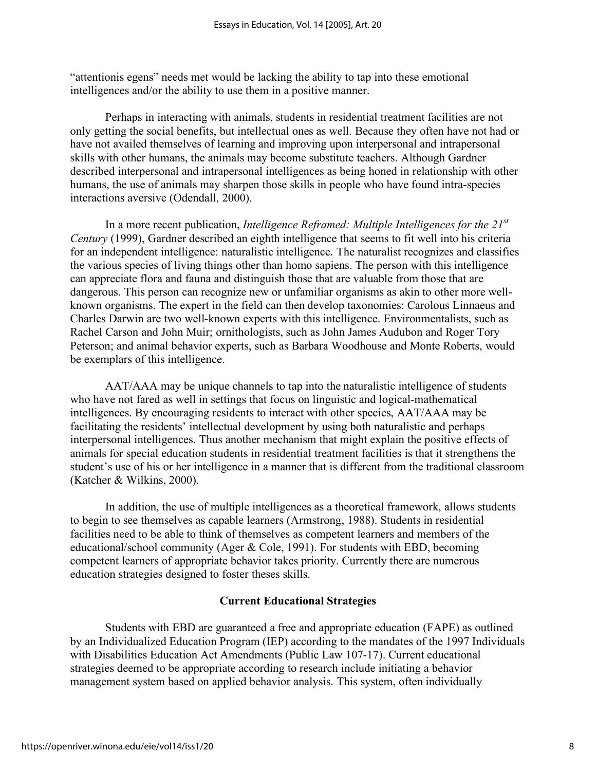"attentionis egens" needs met would be lacking the ability to tap into these emotional intelligences and/or the ability to use them in a positive manner.

Perhaps in interacting with animals, students in residential treatment facilities are not only getting the social benefits, but intellectual ones as well. Because they often have not had or have not availed themselves of learning and improving upon interpersonal and intrapersonal skills with other humans, the animals may become substitute teachers. Although Gardner described interpersonal and intrapersonal intelligences as being honed in relationship with other humans, the use of animals may sharpen those skills in people who have found intra-species interactions aversive (Odendall, 2000).

In a more recent publication, *Intelligence Reframed: Multiple Intelligences for the 21st Century* (1999), Gardner described an eighth intelligence that seems to fit well into his criteria for an independent intelligence: naturalistic intelligence. The naturalist recognizes and classifies the various species of living things other than homo sapiens. The person with this intelligence can appreciate flora and fauna and distinguish those that are valuable from those that are dangerous. This person can recognize new or unfamiliar organisms as akin to other more well-known organisms. The expert in the field can then develop taxonomies: Carolous Linnaeus and Charles Darwin are two well-known experts with this intelligence. Environmentalists, such as Rachel Carson and John Muir; ornithologists, such as John James Audubon and Roger Tory Peterson; and animal behavior experts, such as Barbara Woodhouse and Monte Roberts, would be exemplars of this intelligence.

AAT/AAA may be unique channels to tap into the naturalistic intelligence of students who have not fared as well in settings that focus on linguistic and logical-mathematical intelligences. By encouraging residents to interact with other species, AAT/AAA may be facilitating the residents' intellectual development by using both naturalistic and perhaps interpersonal intelligences. Thus another mechanism that might explain the positive effects of animals for special education students in residential treatment facilities is that it strengthens the student's use of his or her intelligence in a manner that is different from the traditional classroom (Katcher & Wilkins, 2000).

In addition, the use of multiple intelligences as a theoretical framework, allows students to begin to see themselves as capable learners (Armstrong, 1988). Students in residential facilities need to be able to think of themselves as competent learners and members of the educational/school community (Ager & Cole, 1991). For students with EBD, becoming competent learners of appropriate behavior takes priority. Currently there are numerous education strategies designed to foster theses skills.

## Current Educational Strategies

Students with EBD are guaranteed a free and appropriate education (FAPE) as outlined by an Individualized Education Program (IEP) according to the mandates of the 1997 Individuals with Disabilities Education Act Amendments (Public Law 107-17). Current educational strategies deemed to be appropriate according to research include initiating a behavior management system based on applied behavior analysis. This system, often individually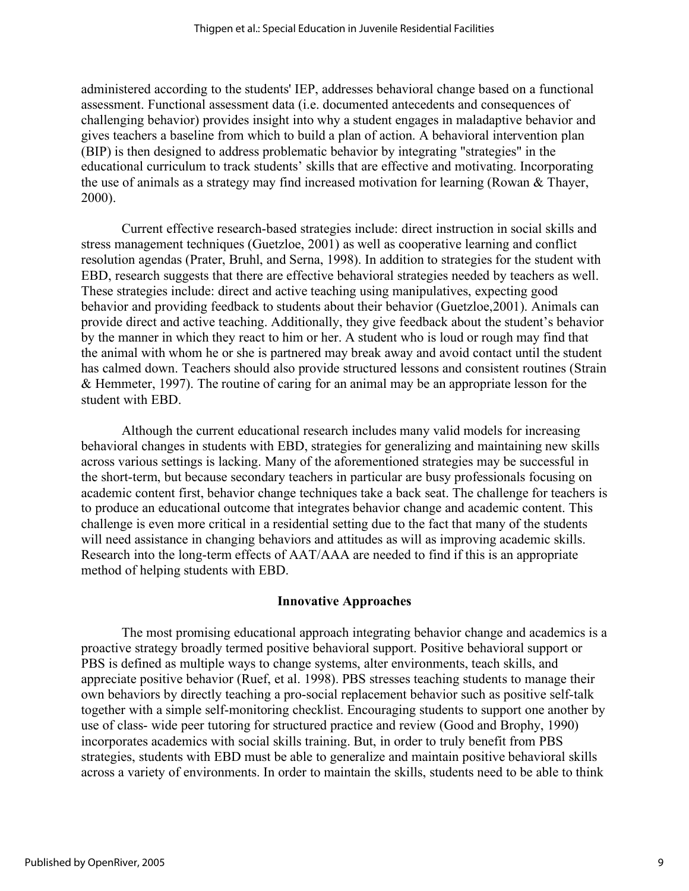administered according to the students' IEP, addresses behavioral change based on a functional assessment. Functional assessment data (i.e. documented antecedents and consequences of challenging behavior) provides insight into why a student engages in maladaptive behavior and gives teachers a baseline from which to build a plan of action. A behavioral intervention plan (BIP) is then designed to address problematic behavior by integrating "strategies" in the educational curriculum to track students' skills that are effective and motivating. Incorporating the use of animals as a strategy may find increased motivation for learning (Rowan & Thayer, 2000).

Current effective research-based strategies include: direct instruction in social skills and stress management techniques (Guetzloe, 2001) as well as cooperative learning and conflict resolution agendas (Prater, Bruhl, and Serna, 1998). In addition to strategies for the student with EBD, research suggests that there are effective behavioral strategies needed by teachers as well. These strategies include: direct and active teaching using manipulatives, expecting good behavior and providing feedback to students about their behavior (Guetzloe,2001). Animals can provide direct and active teaching. Additionally, they give feedback about the student's behavior by the manner in which they react to him or her. A student who is loud or rough may find that the animal with whom he or she is partnered may break away and avoid contact until the student has calmed down. Teachers should also provide structured lessons and consistent routines (Strain & Hemmeter, 1997). The routine of caring for an animal may be an appropriate lesson for the student with EBD.

Although the current educational research includes many valid models for increasing behavioral changes in students with EBD, strategies for generalizing and maintaining new skills across various settings is lacking. Many of the aforementioned strategies may be successful in the short-term, but because secondary teachers in particular are busy professionals focusing on academic content first, behavior change techniques take a back seat. The challenge for teachers is to produce an educational outcome that integrates behavior change and academic content. This challenge is even more critical in a residential setting due to the fact that many of the students will need assistance in changing behaviors and attitudes as will as improving academic skills. Research into the long-term effects of AAT/AAA are needed to find if this is an appropriate method of helping students with EBD.

## Innovative Approaches

The most promising educational approach integrating behavior change and academics is a proactive strategy broadly termed positive behavioral support. Positive behavioral support or PBS is defined as multiple ways to change systems, alter environments, teach skills, and appreciate positive behavior (Ruef, et al. 1998). PBS stresses teaching students to manage their own behaviors by directly teaching a pro-social replacement behavior such as positive self-talk together with a simple self-monitoring checklist. Encouraging students to support one another by use of class- wide peer tutoring for structured practice and review (Good and Brophy, 1990) incorporates academics with social skills training. But, in order to truly benefit from PBS strategies, students with EBD must be able to generalize and maintain positive behavioral skills across a variety of environments. In order to maintain the skills, students need to be able to think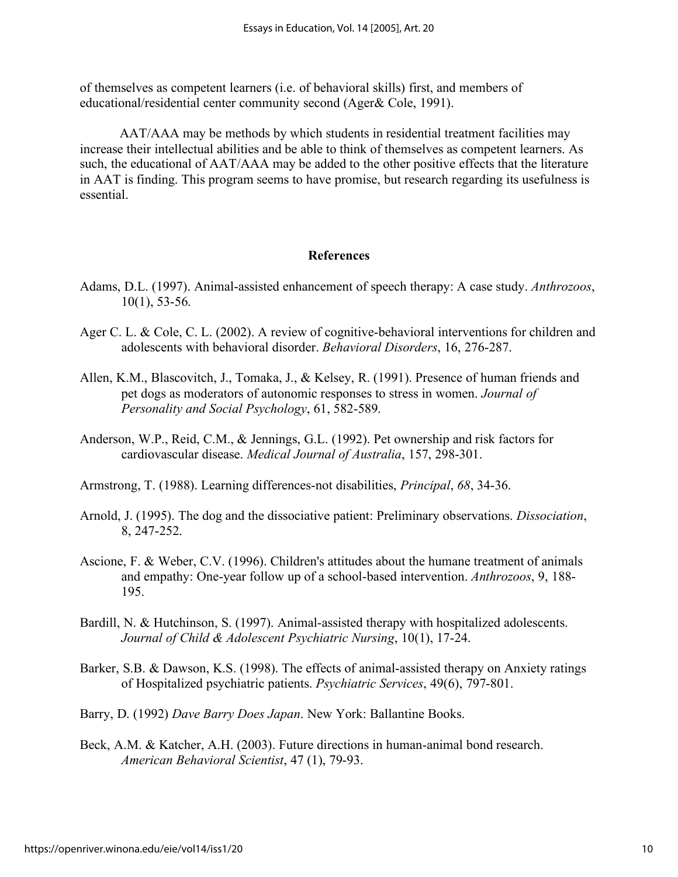of themselves as competent learners (i.e. of behavioral skills) first, and members of educational/residential center community second (Ager& Cole, 1991).

AAT/AAA may be methods by which students in residential treatment facilities may increase their intellectual abilities and be able to think of themselves as competent learners. As such, the educational of AAT/AAA may be added to the other positive effects that the literature in AAT is finding. This program seems to have promise, but research regarding its usefulness is essential.

## References

Adams, D.L. (1997). Animal-assisted enhancement of speech therapy: A case study. *Anthrozoos*, 10(1), 53-56.

Ager C. L. & Cole, C. L. (2002). A review of cognitive-behavioral interventions for children and adolescents with behavioral disorder. *Behavioral Disorders*, 16, 276-287.

Allen, K.M., Blascovitch, J., Tomaka, J., & Kelsey, R. (1991). Presence of human friends and pet dogs as moderators of autonomic responses to stress in women. *Journal of Personality and Social Psychology*, 61, 582-589.

Anderson, W.P., Reid, C.M., & Jennings, G.L. (1992). Pet ownership and risk factors for cardiovascular disease. *Medical Journal of Australia*, 157, 298-301.

Armstrong, T. (1988). Learning differences-not disabilities, *Principal*, *68*, 34-36.

Arnold, J. (1995). The dog and the dissociative patient: Preliminary observations. *Dissociation*, 8, 247-252.

Ascione, F. & Weber, C.V. (1996). Children's attitudes about the humane treatment of animals and empathy: One-year follow up of a school-based intervention. *Anthrozoos*, 9, 188-195.

Bardill, N. & Hutchinson, S. (1997). Animal-assisted therapy with hospitalized adolescents. *Journal of Child & Adolescent Psychiatric Nursing*, 10(1), 17-24.

Barker, S.B. & Dawson, K.S. (1998). The effects of animal-assisted therapy on Anxiety ratings of Hospitalized psychiatric patients. *Psychiatric Services*, 49(6), 797-801.

Barry, D. (1992) *Dave Barry Does Japan*. New York: Ballantine Books.

Beck, A.M. & Katcher, A.H. (2003). Future directions in human-animal bond research. *American Behavioral Scientist*, 47 (1), 79-93.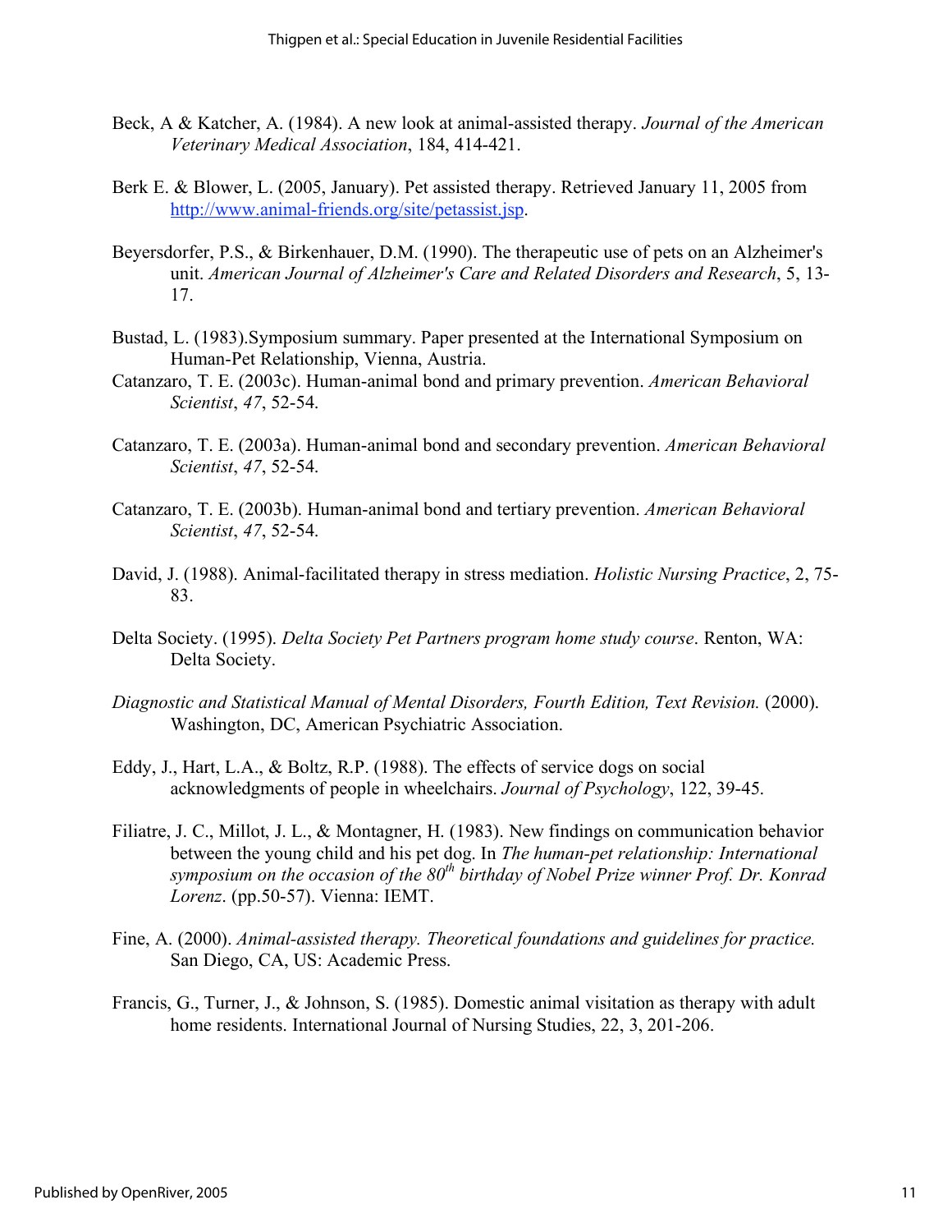Beck, A & Katcher, A. (1984). A new look at animal-assisted therapy. *Journal of the American Veterinary Medical Association*, 184, 414-421.

Berk E. & Blower, L. (2005, January). Pet assisted therapy. Retrieved January 11, 2005 from [http://www.animal-friends.org/site/petassist.jsp](http://www.animal-friends.org/site/petassist.jsp).

Beyersdorfer, P.S., & Birkenhauer, D.M. (1990). The therapeutic use of pets on an Alzheimer's unit. *American Journal of Alzheimer's Care and Related Disorders and Research*, 5, 13-17.

Bustad, L. (1983).Symposium summary. Paper presented at the International Symposium on Human-Pet Relationship, Vienna, Austria.

Catanzaro, T. E. (2003c). Human-animal bond and primary prevention. *American Behavioral Scientist*, *47*, 52-54.

Catanzaro, T. E. (2003a). Human-animal bond and secondary prevention. *American Behavioral Scientist*, *47*, 52-54.

Catanzaro, T. E. (2003b). Human-animal bond and tertiary prevention. *American Behavioral Scientist*, *47*, 52-54.

David, J. (1988). Animal-facilitated therapy in stress mediation. *Holistic Nursing Practice*, 2, 75-83.

Delta Society. (1995). *Delta Society Pet Partners program home study course*. Renton, WA: Delta Society.

*Diagnostic and Statistical Manual of Mental Disorders, Fourth Edition, Text Revision.* (2000). Washington, DC, American Psychiatric Association.

Eddy, J., Hart, L.A., & Boltz, R.P. (1988). The effects of service dogs on social acknowledgments of people in wheelchairs. *Journal of Psychology*, 122, 39-45.

Filiatre, J. C., Millot, J. L., & Montagner, H. (1983). New findings on communication behavior between the young child and his pet dog. In *The human-pet relationship: International symposium on the occasion of the 80th birthday of Nobel Prize winner Prof. Dr. Konrad Lorenz*. (pp.50-57). Vienna: IEMT.

Fine, A. (2000). *Animal-assisted therapy. Theoretical foundations and guidelines for practice.* San Diego, CA, US: Academic Press.

Francis, G., Turner, J., & Johnson, S. (1985). Domestic animal visitation as therapy with adult home residents. International Journal of Nursing Studies, 22, 3, 201-206.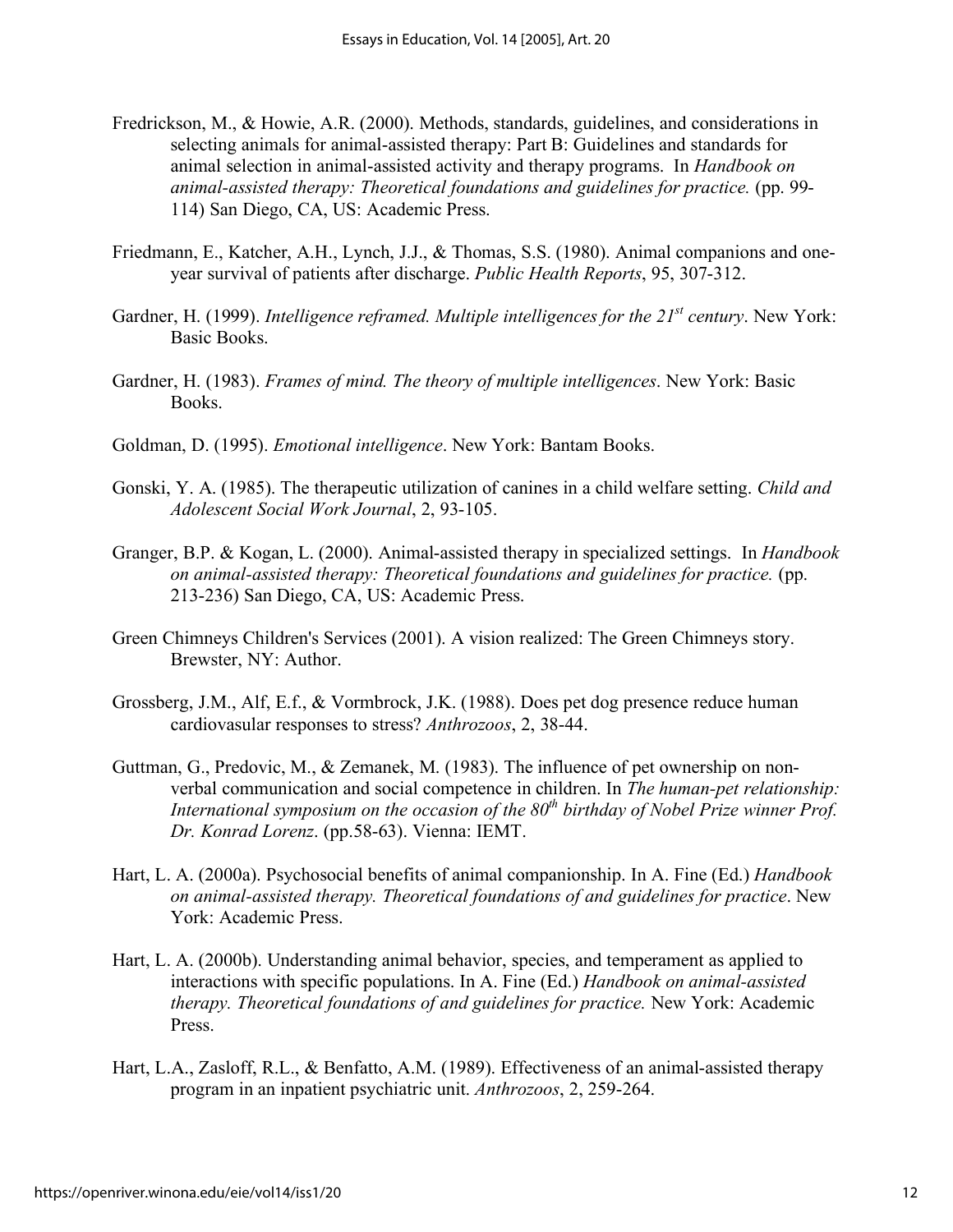Fredrickson, M., & Howie, A.R. (2000). Methods, standards, guidelines, and considerations in selecting animals for animal-assisted therapy: Part B: Guidelines and standards for animal selection in animal-assisted activity and therapy programs. In *Handbook on animal-assisted therapy: Theoretical foundations and guidelines for practice.* (pp. 99-114) San Diego, CA, US: Academic Press.

Friedmann, E., Katcher, A.H., Lynch, J.J., & Thomas, S.S. (1980). Animal companions and one-year survival of patients after discharge. *Public Health Reports*, 95, 307-312.

Gardner, H. (1999). *Intelligence reframed. Multiple intelligences for the 21st century*. New York: Basic Books.

Gardner, H. (1983). *Frames of mind. The theory of multiple intelligences*. New York: Basic Books.

Goldman, D. (1995). *Emotional intelligence*. New York: Bantam Books.

Gonski, Y. A. (1985). The therapeutic utilization of canines in a child welfare setting. *Child and Adolescent Social Work Journal*, 2, 93-105.

Granger, B.P. & Kogan, L. (2000). Animal-assisted therapy in specialized settings. In *Handbook on animal-assisted therapy: Theoretical foundations and guidelines for practice.* (pp. 213-236) San Diego, CA, US: Academic Press.

Green Chimneys Children's Services (2001). A vision realized: The Green Chimneys story. Brewster, NY: Author.

Grossberg, J.M., Alf, E.f., & Vormbrock, J.K. (1988). Does pet dog presence reduce human cardiovasular responses to stress? *Anthrozoos*, 2, 38-44.

Guttman, G., Predovic, M., & Zemanek, M. (1983). The influence of pet ownership on non-verbal communication and social competence in children. In *The human-pet relationship: International symposium on the occasion of the 80th birthday of Nobel Prize winner Prof. Dr. Konrad Lorenz*. (pp.58-63). Vienna: IEMT.

Hart, L. A. (2000a). Psychosocial benefits of animal companionship. In A. Fine (Ed.) *Handbook on animal-assisted therapy. Theoretical foundations of and guidelines for practice*. New York: Academic Press.

Hart, L. A. (2000b). Understanding animal behavior, species, and temperament as applied to interactions with specific populations. In A. Fine (Ed.) *Handbook on animal-assisted therapy. Theoretical foundations of and guidelines for practice.* New York: Academic Press.

Hart, L.A., Zasloff, R.L., & Benfatto, A.M. (1989). Effectiveness of an animal-assisted therapy program in an inpatient psychiatric unit. *Anthrozoos*, 2, 259-264.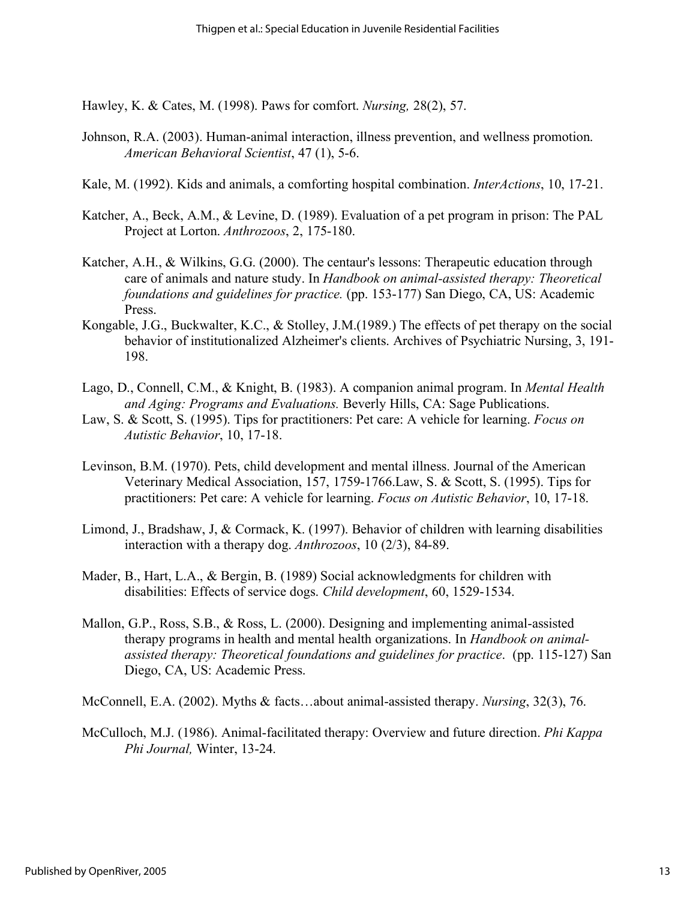Hawley, K. & Cates, M. (1998). Paws for comfort. *Nursing,* 28(2), 57.

Johnson, R.A. (2003). Human-animal interaction, illness prevention, and wellness promotion. *American Behavioral Scientist*, 47 (1), 5-6.

Kale, M. (1992). Kids and animals, a comforting hospital combination. *InterActions*, 10, 17-21.

Katcher, A., Beck, A.M., & Levine, D. (1989). Evaluation of a pet program in prison: The PAL Project at Lorton. *Anthrozoos*, 2, 175-180.

Katcher, A.H., & Wilkins, G.G. (2000). The centaur's lessons: Therapeutic education through care of animals and nature study. In *Handbook on animal-assisted therapy: Theoretical foundations and guidelines for practice.* (pp. 153-177) San Diego, CA, US: Academic Press.

Kongable, J.G., Buckwalter, K.C., & Stolley, J.M.(1989.) The effects of pet therapy on the social behavior of institutionalized Alzheimer's clients. Archives of Psychiatric Nursing, 3, 191-198.

Lago, D., Connell, C.M., & Knight, B. (1983). A companion animal program. In *Mental Health and Aging: Programs and Evaluations.* Beverly Hills, CA: Sage Publications.

Law, S. & Scott, S. (1995). Tips for practitioners: Pet care: A vehicle for learning. *Focus on Autistic Behavior*, 10, 17-18.

Levinson, B.M. (1970). Pets, child development and mental illness. Journal of the American Veterinary Medical Association, 157, 1759-1766.Law, S. & Scott, S. (1995). Tips for practitioners: Pet care: A vehicle for learning. *Focus on Autistic Behavior*, 10, 17-18.

Limond, J., Bradshaw, J, & Cormack, K. (1997). Behavior of children with learning disabilities interaction with a therapy dog. *Anthrozoos*, 10 (2/3), 84-89.

Mader, B., Hart, L.A., & Bergin, B. (1989) Social acknowledgments for children with disabilities: Effects of service dogs. *Child development*, 60, 1529-1534.

Mallon, G.P., Ross, S.B., & Ross, L. (2000). Designing and implementing animal-assisted therapy programs in health and mental health organizations. In *Handbook on animal-assisted therapy: Theoretical foundations and guidelines for practice*. (pp. 115-127) San Diego, CA, US: Academic Press.

McConnell, E.A. (2002). Myths & facts…about animal-assisted therapy. *Nursing*, 32(3), 76.

McCulloch, M.J. (1986). Animal-facilitated therapy: Overview and future direction. *Phi Kappa Phi Journal,* Winter, 13-24.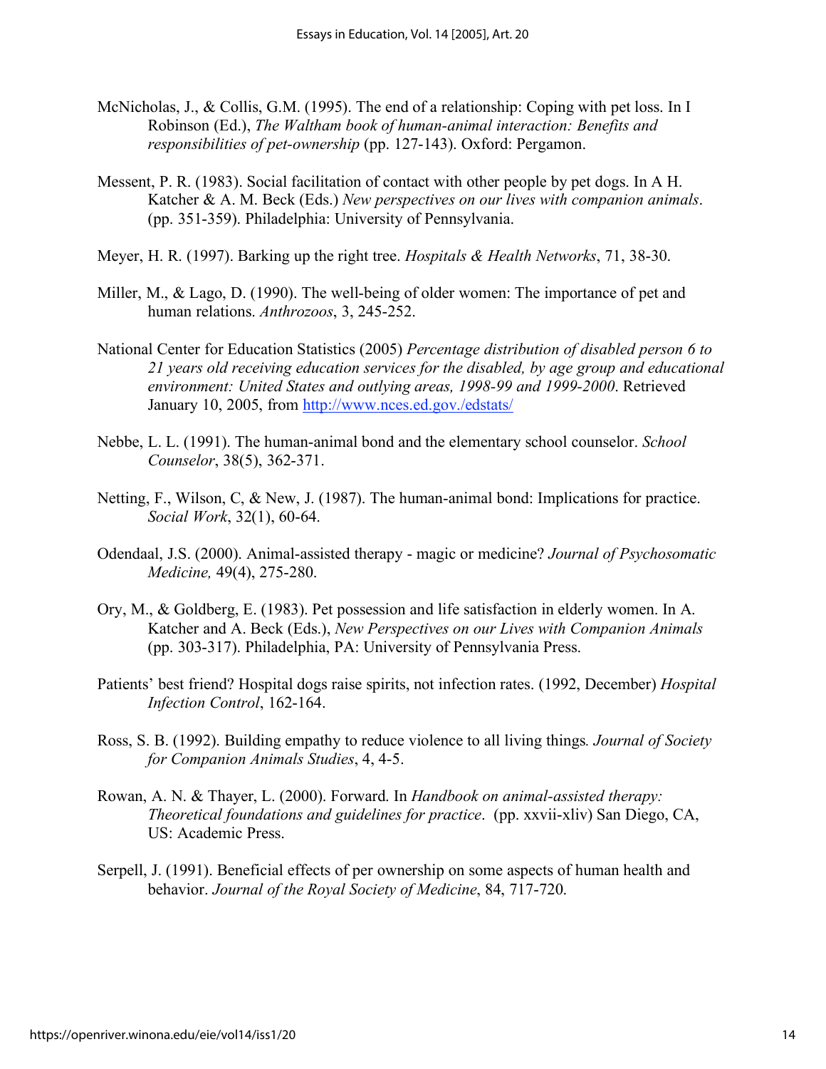McNicholas, J., & Collis, G.M. (1995). The end of a relationship: Coping with pet loss. In I Robinson (Ed.), *The Waltham book of human-animal interaction: Benefits and responsibilities of pet-ownership* (pp. 127-143). Oxford: Pergamon.

Messent, P. R. (1983). Social facilitation of contact with other people by pet dogs. In A H. Katcher & A. M. Beck (Eds.) *New perspectives on our lives with companion animals*. (pp. 351-359). Philadelphia: University of Pennsylvania.

Meyer, H. R. (1997). Barking up the right tree. *Hospitals & Health Networks*, 71, 38-30.

Miller, M., & Lago, D. (1990). The well-being of older women: The importance of pet and human relations. *Anthrozoos*, 3, 245-252.

National Center for Education Statistics (2005) *Percentage distribution of disabled person 6 to 21 years old receiving education services for the disabled, by age group and educational environment: United States and outlying areas, 1998-99 and 1999-2000*. Retrieved January 10, 2005, from http://www.nces.ed.gov./edstats/

Nebbe, L. L. (1991). The human-animal bond and the elementary school counselor. *School Counselor*, 38(5), 362-371.

Netting, F., Wilson, C, & New, J. (1987). The human-animal bond: Implications for practice. *Social Work*, 32(1), 60-64.

Odendaal, J.S. (2000). Animal-assisted therapy - magic or medicine? *Journal of Psychosomatic Medicine,* 49(4), 275-280.

Ory, M., & Goldberg, E. (1983). Pet possession and life satisfaction in elderly women. In A. Katcher and A. Beck (Eds.), *New Perspectives on our Lives with Companion Animals* (pp. 303-317). Philadelphia, PA: University of Pennsylvania Press.

Patients' best friend? Hospital dogs raise spirits, not infection rates. (1992, December) *Hospital Infection Control*, 162-164.

Ross, S. B. (1992). Building empathy to reduce violence to all living things. *Journal of Society for Companion Animals Studies*, 4, 4-5.

Rowan, A. N. & Thayer, L. (2000). Forward. In *Handbook on animal-assisted therapy: Theoretical foundations and guidelines for practice*. (pp. xxvii-xliv) San Diego, CA, US: Academic Press.

Serpell, J. (1991). Beneficial effects of per ownership on some aspects of human health and behavior. *Journal of the Royal Society of Medicine*, 84, 717-720.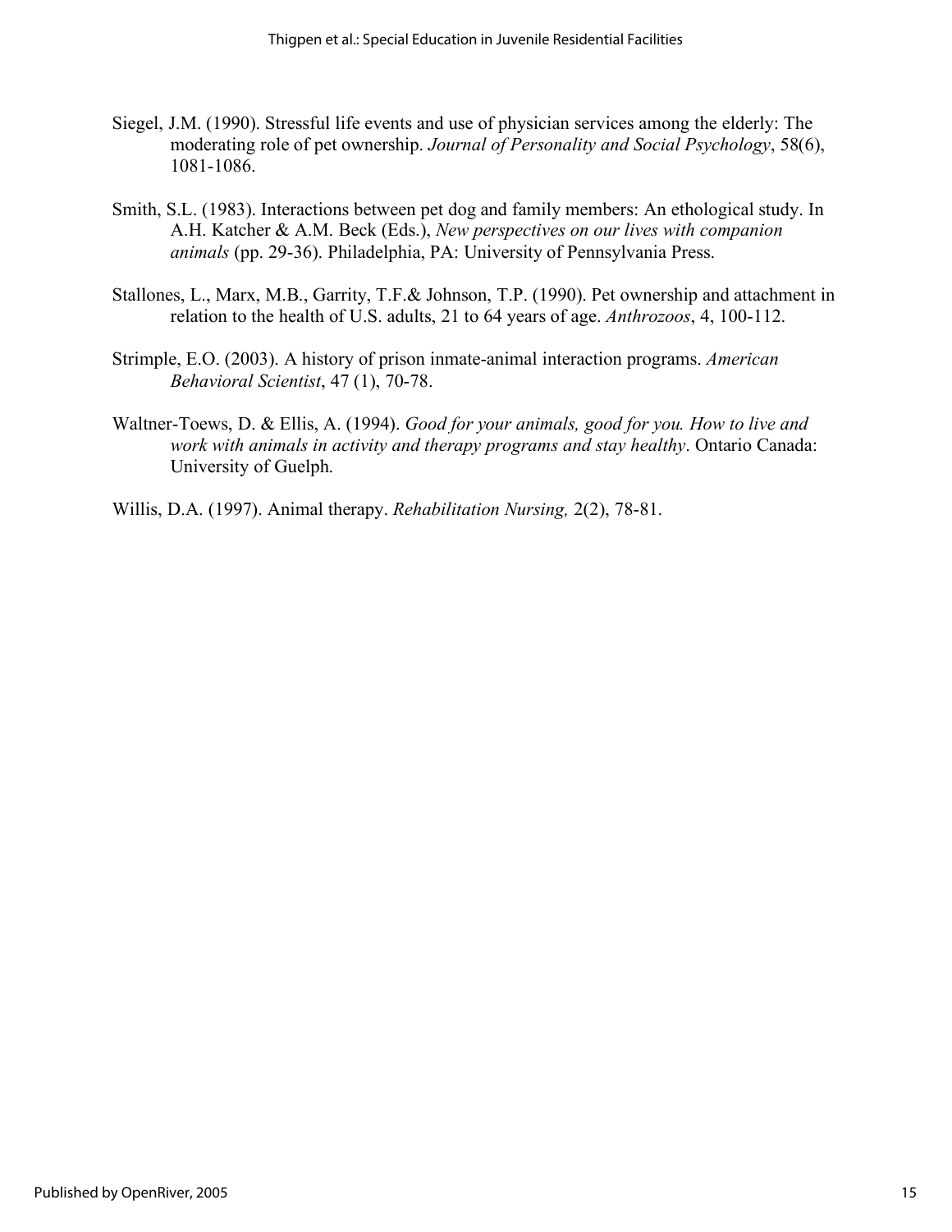Siegel, J.M. (1990). Stressful life events and use of physician services among the elderly: The moderating role of pet ownership. *Journal of Personality and Social Psychology*, 58(6), 1081-1086.

Smith, S.L. (1983). Interactions between pet dog and family members: An ethological study. In A.H. Katcher & A.M. Beck (Eds.), *New perspectives on our lives with companion animals* (pp. 29-36). Philadelphia, PA: University of Pennsylvania Press.

Stallones, L., Marx, M.B., Garrity, T.F.& Johnson, T.P. (1990). Pet ownership and attachment in relation to the health of U.S. adults, 21 to 64 years of age. *Anthrozoos*, 4, 100-112.

Strimple, E.O. (2003). A history of prison inmate-animal interaction programs. *American Behavioral Scientist*, 47 (1), 70-78.

Waltner-Toews, D. & Ellis, A. (1994). *Good for your animals, good for you. How to live and work with animals in activity and therapy programs and stay healthy*. Ontario Canada: University of Guelph.

Willis, D.A. (1997). Animal therapy. *Rehabilitation Nursing,* 2(2), 78-81.